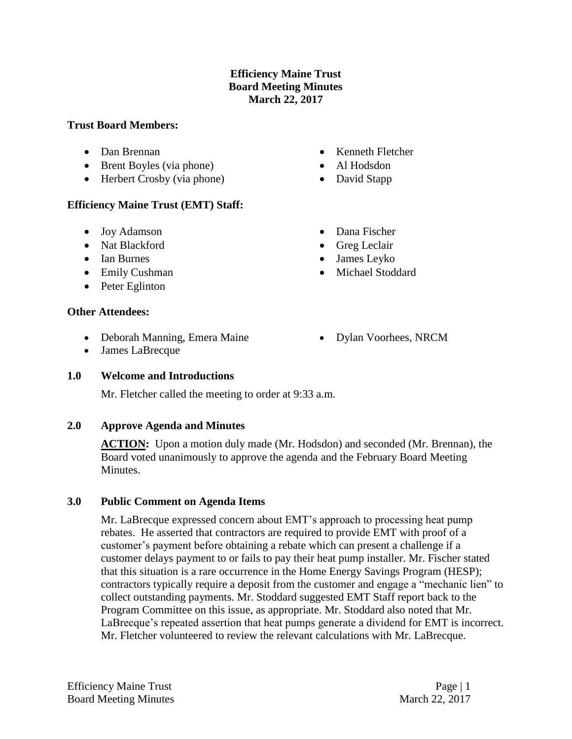# Efficiency Maine Trust
# Board Meeting Minutes
# March 22, 2017

**Trust Board Members:**

- Dan Brennan
- Brent Boyles (via phone)
- Herbert Crosby (via phone)
- Kenneth Fletcher
- Al Hodsdon
- David Stapp

**Efficiency Maine Trust (EMT) Staff:**

- Joy Adamson
- Nat Blackford
- Ian Burnes
- Emily Cushman
- Peter Eglinton
- Dana Fischer
- Greg Leclair
- James Leyko
- Michael Stoddard

**Other Attendees:**

- Deborah Manning, Emera Maine
- James LaBrecque
- Dylan Voorhees, NRCM

## 1.0 Welcome and Introductions

Mr. Fletcher called the meeting to order at 9:33 a.m.

## 2.0 Approve Agenda and Minutes

**ACTION:** Upon a motion duly made (Mr. Hodsdon) and seconded (Mr. Brennan), the Board voted unanimously to approve the agenda and the February Board Meeting Minutes.

## 3.0 Public Comment on Agenda Items

Mr. LaBrecque expressed concern about EMT's approach to processing heat pump rebates. He asserted that contractors are required to provide EMT with proof of a customer's payment before obtaining a rebate which can present a challenge if a customer delays payment to or fails to pay their heat pump installer. Mr. Fischer stated that this situation is a rare occurrence in the Home Energy Savings Program (HESP); contractors typically require a deposit from the customer and engage a "mechanic lien" to collect outstanding payments. Mr. Stoddard suggested EMT Staff report back to the Program Committee on this issue, as appropriate. Mr. Stoddard also noted that Mr. LaBrecque's repeated assertion that heat pumps generate a dividend for EMT is incorrect. Mr. Fletcher volunteered to review the relevant calculations with Mr. LaBrecque.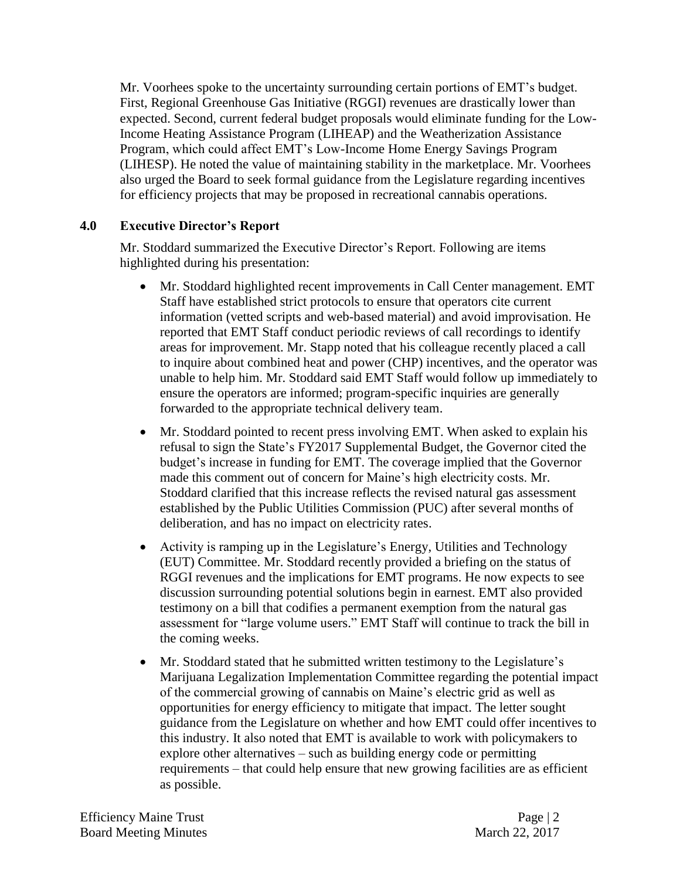Mr. Voorhees spoke to the uncertainty surrounding certain portions of EMT's budget. First, Regional Greenhouse Gas Initiative (RGGI) revenues are drastically lower than expected. Second, current federal budget proposals would eliminate funding for the Low-Income Heating Assistance Program (LIHEAP) and the Weatherization Assistance Program, which could affect EMT's Low-Income Home Energy Savings Program (LIHESP). He noted the value of maintaining stability in the marketplace. Mr. Voorhees also urged the Board to seek formal guidance from the Legislature regarding incentives for efficiency projects that may be proposed in recreational cannabis operations.

## 4.0 Executive Director's Report

Mr. Stoddard summarized the Executive Director's Report. Following are items highlighted during his presentation:

- Mr. Stoddard highlighted recent improvements in Call Center management. EMT Staff have established strict protocols to ensure that operators cite current information (vetted scripts and web-based material) and avoid improvisation. He reported that EMT Staff conduct periodic reviews of call recordings to identify areas for improvement. Mr. Stapp noted that his colleague recently placed a call to inquire about combined heat and power (CHP) incentives, and the operator was unable to help him. Mr. Stoddard said EMT Staff would follow up immediately to ensure the operators are informed; program-specific inquiries are generally forwarded to the appropriate technical delivery team.
- Mr. Stoddard pointed to recent press involving EMT. When asked to explain his refusal to sign the State's FY2017 Supplemental Budget, the Governor cited the budget's increase in funding for EMT. The coverage implied that the Governor made this comment out of concern for Maine's high electricity costs. Mr. Stoddard clarified that this increase reflects the revised natural gas assessment established by the Public Utilities Commission (PUC) after several months of deliberation, and has no impact on electricity rates.
- Activity is ramping up in the Legislature's Energy, Utilities and Technology (EUT) Committee. Mr. Stoddard recently provided a briefing on the status of RGGI revenues and the implications for EMT programs. He now expects to see discussion surrounding potential solutions begin in earnest. EMT also provided testimony on a bill that codifies a permanent exemption from the natural gas assessment for "large volume users." EMT Staff will continue to track the bill in the coming weeks.
- Mr. Stoddard stated that he submitted written testimony to the Legislature's Marijuana Legalization Implementation Committee regarding the potential impact of the commercial growing of cannabis on Maine's electric grid as well as opportunities for energy efficiency to mitigate that impact. The letter sought guidance from the Legislature on whether and how EMT could offer incentives to this industry. It also noted that EMT is available to work with policymakers to explore other alternatives – such as building energy code or permitting requirements – that could help ensure that new growing facilities are as efficient as possible.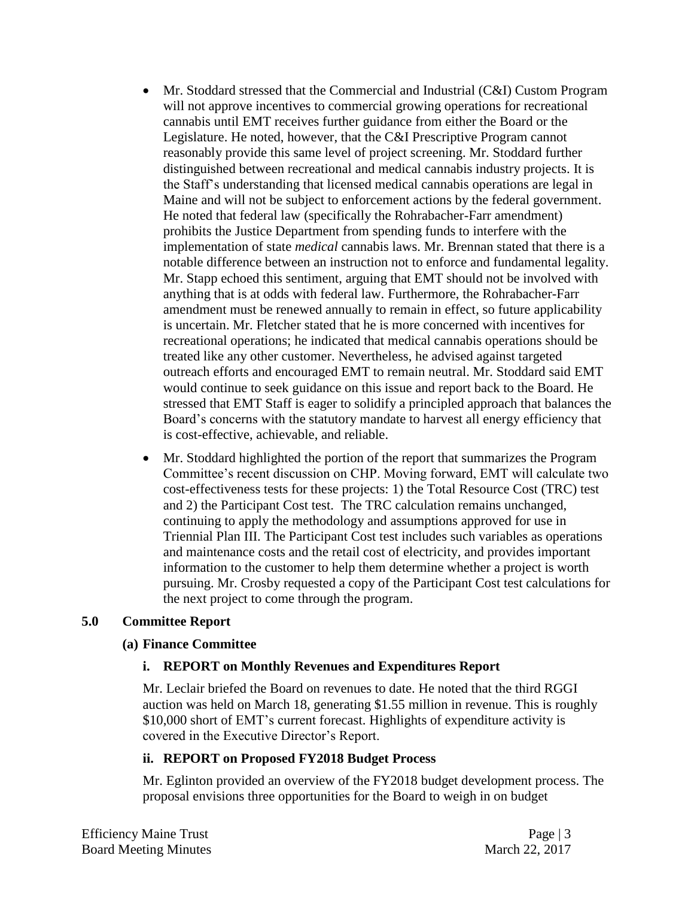- Mr. Stoddard stressed that the Commercial and Industrial (C&I) Custom Program will not approve incentives to commercial growing operations for recreational cannabis until EMT receives further guidance from either the Board or the Legislature. He noted, however, that the C&I Prescriptive Program cannot reasonably provide this same level of project screening. Mr. Stoddard further distinguished between recreational and medical cannabis industry projects. It is the Staff's understanding that licensed medical cannabis operations are legal in Maine and will not be subject to enforcement actions by the federal government. He noted that federal law (specifically the Rohrabacher-Farr amendment) prohibits the Justice Department from spending funds to interfere with the implementation of state *medical* cannabis laws. Mr. Brennan stated that there is a notable difference between an instruction not to enforce and fundamental legality. Mr. Stapp echoed this sentiment, arguing that EMT should not be involved with anything that is at odds with federal law. Furthermore, the Rohrabacher-Farr amendment must be renewed annually to remain in effect, so future applicability is uncertain. Mr. Fletcher stated that he is more concerned with incentives for recreational operations; he indicated that medical cannabis operations should be treated like any other customer. Nevertheless, he advised against targeted outreach efforts and encouraged EMT to remain neutral. Mr. Stoddard said EMT would continue to seek guidance on this issue and report back to the Board. He stressed that EMT Staff is eager to solidify a principled approach that balances the Board's concerns with the statutory mandate to harvest all energy efficiency that is cost-effective, achievable, and reliable.

- Mr. Stoddard highlighted the portion of the report that summarizes the Program Committee's recent discussion on CHP. Moving forward, EMT will calculate two cost-effectiveness tests for these projects: 1) the Total Resource Cost (TRC) test and 2) the Participant Cost test. The TRC calculation remains unchanged, continuing to apply the methodology and assumptions approved for use in Triennial Plan III. The Participant Cost test includes such variables as operations and maintenance costs and the retail cost of electricity, and provides important information to the customer to help them determine whether a project is worth pursuing. Mr. Crosby requested a copy of the Participant Cost test calculations for the next project to come through the program.

## 5.0 Committee Report

### (a) Finance Committee

#### i. REPORT on Monthly Revenues and Expenditures Report

Mr. Leclair briefed the Board on revenues to date. He noted that the third RGGI auction was held on March 18, generating $1.55 million in revenue. This is roughly $10,000 short of EMT's current forecast. Highlights of expenditure activity is covered in the Executive Director's Report.

#### ii. REPORT on Proposed FY2018 Budget Process

Mr. Eglinton provided an overview of the FY2018 budget development process. The proposal envisions three opportunities for the Board to weigh in on budget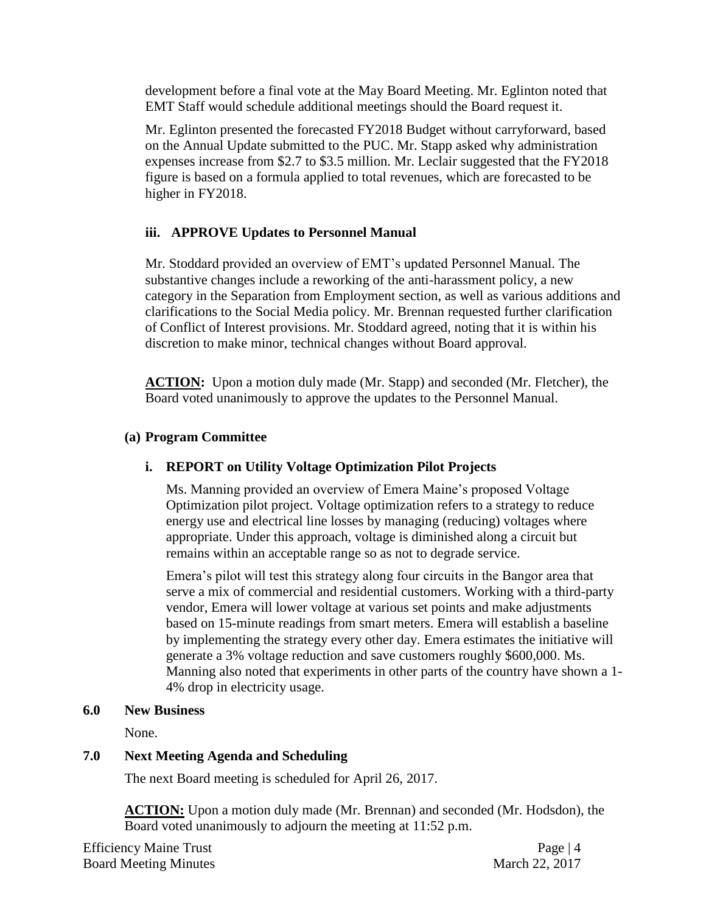development before a final vote at the May Board Meeting. Mr. Eglinton noted that EMT Staff would schedule additional meetings should the Board request it.

Mr. Eglinton presented the forecasted FY2018 Budget without carryforward, based on the Annual Update submitted to the PUC. Mr. Stapp asked why administration expenses increase from $2.7 to $3.5 million. Mr. Leclair suggested that the FY2018 figure is based on a formula applied to total revenues, which are forecasted to be higher in FY2018.

### iii. APPROVE Updates to Personnel Manual

Mr. Stoddard provided an overview of EMT's updated Personnel Manual. The substantive changes include a reworking of the anti-harassment policy, a new category in the Separation from Employment section, as well as various additions and clarifications to the Social Media policy. Mr. Brennan requested further clarification of Conflict of Interest provisions. Mr. Stoddard agreed, noting that it is within his discretion to make minor, technical changes without Board approval.

**ACTION:** Upon a motion duly made (Mr. Stapp) and seconded (Mr. Fletcher), the Board voted unanimously to approve the updates to the Personnel Manual.

### (a) Program Committee

#### i. REPORT on Utility Voltage Optimization Pilot Projects

Ms. Manning provided an overview of Emera Maine's proposed Voltage Optimization pilot project. Voltage optimization refers to a strategy to reduce energy use and electrical line losses by managing (reducing) voltages where appropriate. Under this approach, voltage is diminished along a circuit but remains within an acceptable range so as not to degrade service.

Emera's pilot will test this strategy along four circuits in the Bangor area that serve a mix of commercial and residential customers. Working with a third-party vendor, Emera will lower voltage at various set points and make adjustments based on 15-minute readings from smart meters. Emera will establish a baseline by implementing the strategy every other day. Emera estimates the initiative will generate a 3% voltage reduction and save customers roughly $600,000. Ms. Manning also noted that experiments in other parts of the country have shown a 1-4% drop in electricity usage.

## 6.0 New Business

None.

## 7.0 Next Meeting Agenda and Scheduling

The next Board meeting is scheduled for April 26, 2017.

**ACTION:** Upon a motion duly made (Mr. Brennan) and seconded (Mr. Hodsdon), the Board voted unanimously to adjourn the meeting at 11:52 p.m.